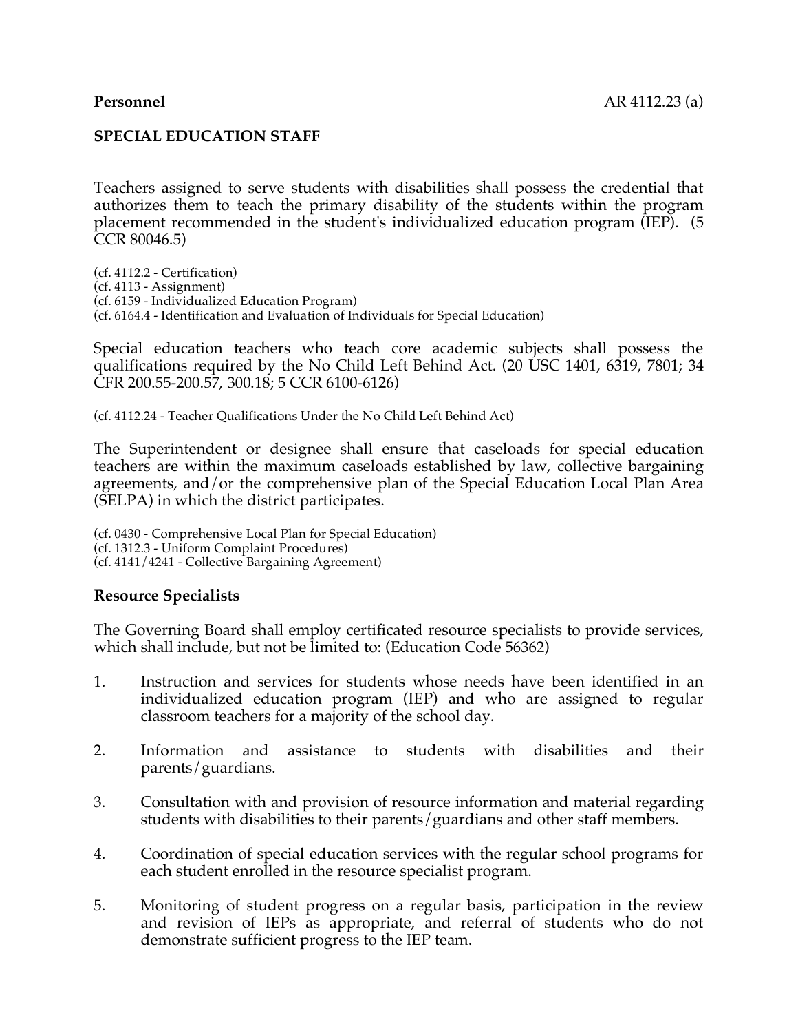**Personnel** AR 4112.23 (a)

## SPECIAL EDUCATION STAFF

Teachers assigned to serve students with disabilities shall possess the credential that authorizes them to teach the primary disability of the students within the program placement recommended in the student's individualized education program (IEP). (5 CCR 80046.5)

(cf. 4112.2 - Certification)
(cf. 4113 - Assignment)
(cf. 6159 - Individualized Education Program)
(cf. 6164.4 - Identification and Evaluation of Individuals for Special Education)

Special education teachers who teach core academic subjects shall possess the qualifications required by the No Child Left Behind Act. (20 USC 1401, 6319, 7801; 34 CFR 200.55-200.57, 300.18; 5 CCR 6100-6126)

(cf. 4112.24 - Teacher Qualifications Under the No Child Left Behind Act)

The Superintendent or designee shall ensure that caseloads for special education teachers are within the maximum caseloads established by law, collective bargaining agreements, and/or the comprehensive plan of the Special Education Local Plan Area (SELPA) in which the district participates.

(cf. 0430 - Comprehensive Local Plan for Special Education)
(cf. 1312.3 - Uniform Complaint Procedures)
(cf. 4141/4241 - Collective Bargaining Agreement)

### Resource Specialists

The Governing Board shall employ certificated resource specialists to provide services, which shall include, but not be limited to: (Education Code 56362)

1. Instruction and services for students whose needs have been identified in an individualized education program (IEP) and who are assigned to regular classroom teachers for a majority of the school day.

2. Information and assistance to students with disabilities and their parents/guardians.

3. Consultation with and provision of resource information and material regarding students with disabilities to their parents/guardians and other staff members.

4. Coordination of special education services with the regular school programs for each student enrolled in the resource specialist program.

5. Monitoring of student progress on a regular basis, participation in the review and revision of IEPs as appropriate, and referral of students who do not demonstrate sufficient progress to the IEP team.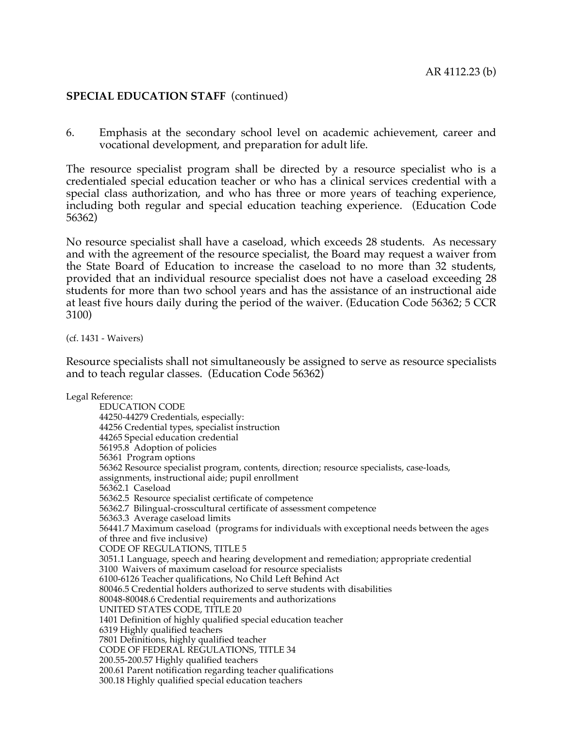**SPECIAL EDUCATION STAFF** (continued)

6. Emphasis at the secondary school level on academic achievement, career and vocational development, and preparation for adult life.

The resource specialist program shall be directed by a resource specialist who is a credentialed special education teacher or who has a clinical services credential with a special class authorization, and who has three or more years of teaching experience, including both regular and special education teaching experience. (Education Code 56362)

No resource specialist shall have a caseload, which exceeds 28 students. As necessary and with the agreement of the resource specialist, the Board may request a waiver from the State Board of Education to increase the caseload to no more than 32 students, provided that an individual resource specialist does not have a caseload exceeding 28 students for more than two school years and has the assistance of an instructional aide at least five hours daily during the period of the waiver. (Education Code 56362; 5 CCR 3100)

(cf. 1431 - Waivers)

Resource specialists shall not simultaneously be assigned to serve as resource specialists and to teach regular classes. (Education Code 56362)

Legal Reference:

EDUCATION CODE
44250-44279 Credentials, especially:
44256 Credential types, specialist instruction
44265 Special education credential
56195.8 Adoption of policies
56361 Program options
56362 Resource specialist program, contents, direction; resource specialists, case-loads, assignments, instructional aide; pupil enrollment
56362.1 Caseload
56362.5 Resource specialist certificate of competence
56362.7 Bilingual-crosscultural certificate of assessment competence
56363.3 Average caseload limits
56441.7 Maximum caseload (programs for individuals with exceptional needs between the ages of three and five inclusive)

CODE OF REGULATIONS, TITLE 5
3051.1 Language, speech and hearing development and remediation; appropriate credential
3100 Waivers of maximum caseload for resource specialists
6100-6126 Teacher qualifications, No Child Left Behind Act
80046.5 Credential holders authorized to serve students with disabilities
80048-80048.6 Credential requirements and authorizations

UNITED STATES CODE, TITLE 20
1401 Definition of highly qualified special education teacher
6319 Highly qualified teachers
7801 Definitions, highly qualified teacher

CODE OF FEDERAL REGULATIONS, TITLE 34
200.55-200.57 Highly qualified teachers
200.61 Parent notification regarding teacher qualifications
300.18 Highly qualified special education teachers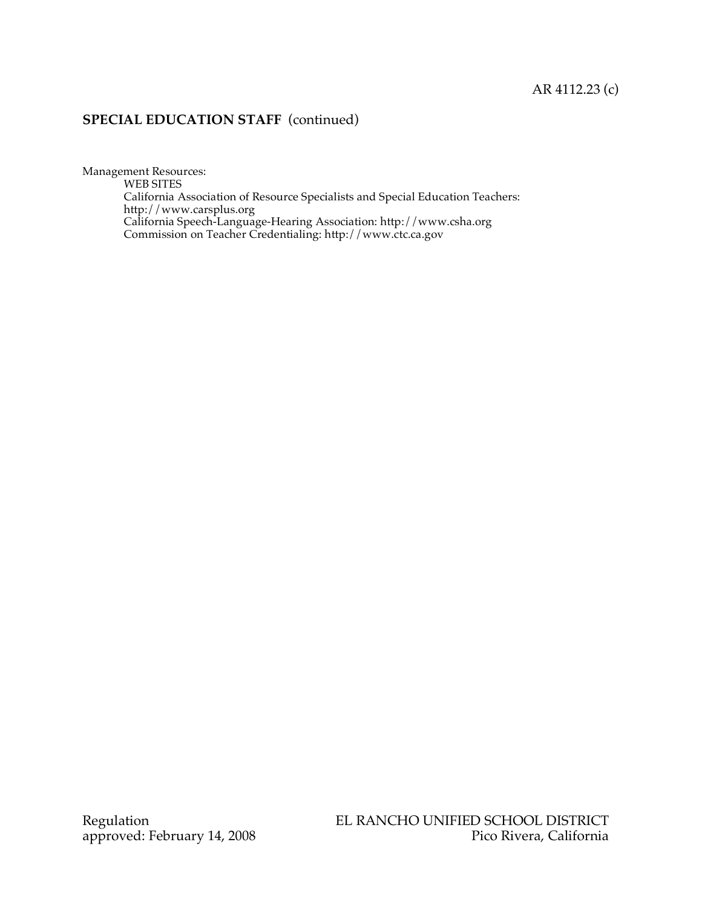**SPECIAL EDUCATION STAFF** (continued)

Management Resources:

WEB SITES

California Association of Resource Specialists and Special Education Teachers: http://www.carsplus.org

California Speech-Language-Hearing Association: http://www.csha.org

Commission on Teacher Credentialing: http://www.ctc.ca.gov

Regulation
approved: February 14, 2008

EL RANCHO UNIFIED SCHOOL DISTRICT
Pico Rivera, California